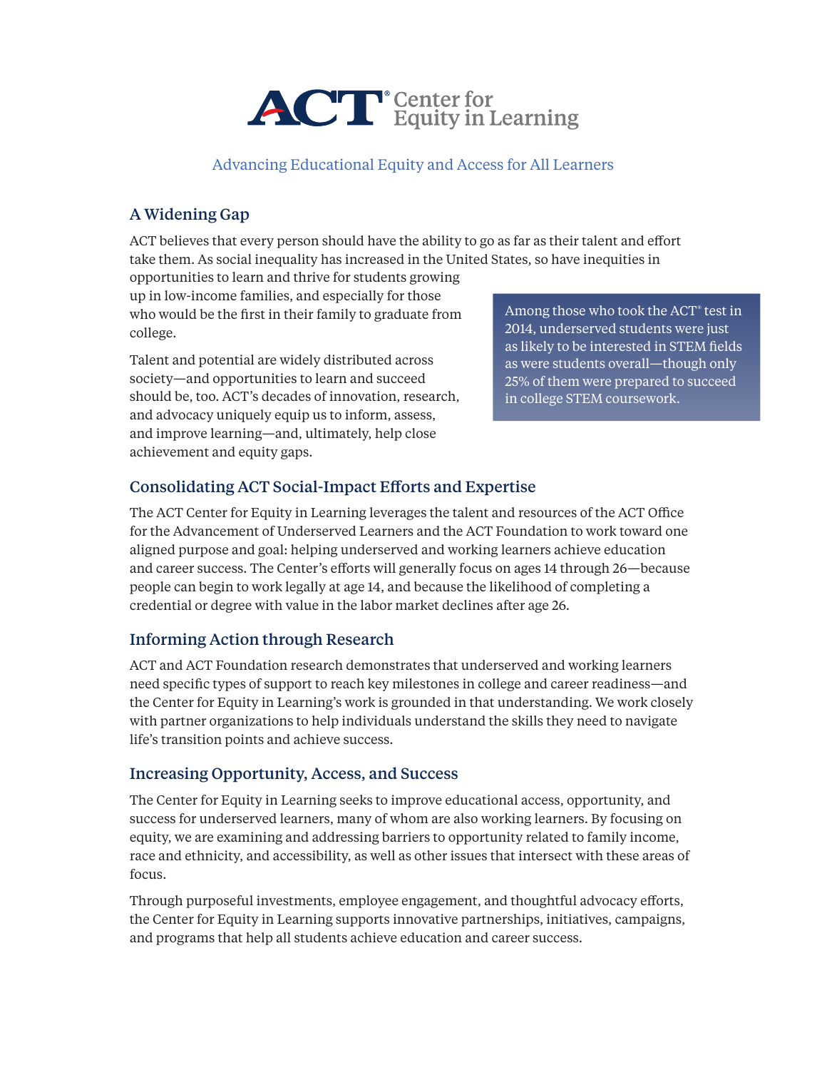# ACT® Center for Equity in Learning

Advancing Educational Equity and Access for All Learners

## A Widening Gap

ACT believes that every person should have the ability to go as far as their talent and effort take them. As social inequality has increased in the United States, so have inequities in opportunities to learn and thrive for students growing up in low-income families, and especially for those who would be the first in their family to graduate from college.

Talent and potential are widely distributed across society—and opportunities to learn and succeed should be, too. ACT's decades of innovation, research, and advocacy uniquely equip us to inform, assess, and improve learning—and, ultimately, help close achievement and equity gaps.

> Among those who took the ACT® test in 2014, underserved students were just as likely to be interested in STEM fields as were students overall—though only 25% of them were prepared to succeed in college STEM coursework.

## Consolidating ACT Social-Impact Efforts and Expertise

The ACT Center for Equity in Learning leverages the talent and resources of the ACT Office for the Advancement of Underserved Learners and the ACT Foundation to work toward one aligned purpose and goal: helping underserved and working learners achieve education and career success. The Center's efforts will generally focus on ages 14 through 26—because people can begin to work legally at age 14, and because the likelihood of completing a credential or degree with value in the labor market declines after age 26.

## Informing Action through Research

ACT and ACT Foundation research demonstrates that underserved and working learners need specific types of support to reach key milestones in college and career readiness—and the Center for Equity in Learning's work is grounded in that understanding. We work closely with partner organizations to help individuals understand the skills they need to navigate life's transition points and achieve success.

## Increasing Opportunity, Access, and Success

The Center for Equity in Learning seeks to improve educational access, opportunity, and success for underserved learners, many of whom are also working learners. By focusing on equity, we are examining and addressing barriers to opportunity related to family income, race and ethnicity, and accessibility, as well as other issues that intersect with these areas of focus.

Through purposeful investments, employee engagement, and thoughtful advocacy efforts, the Center for Equity in Learning supports innovative partnerships, initiatives, campaigns, and programs that help all students achieve education and career success.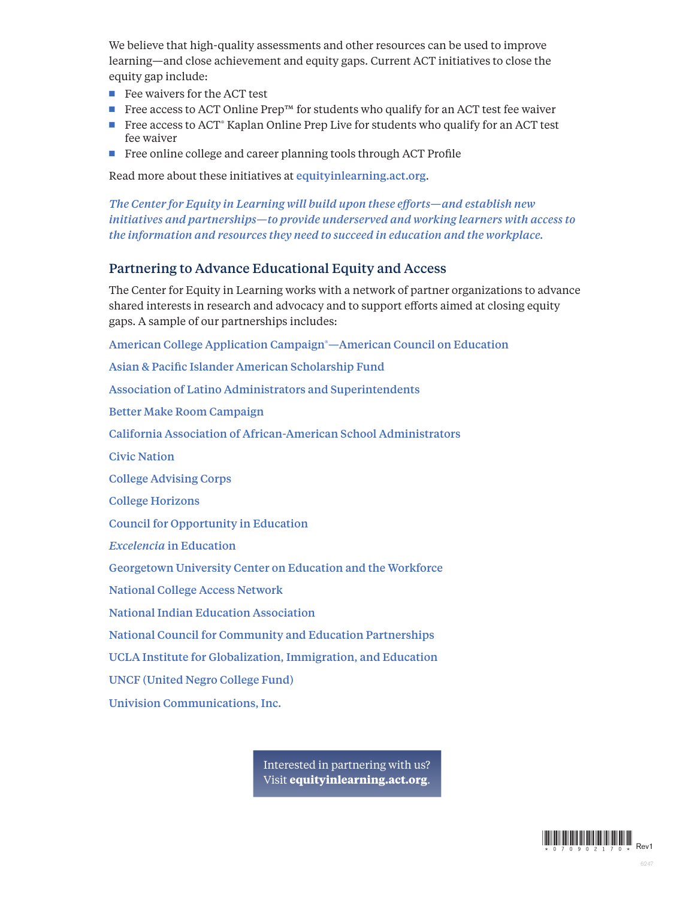We believe that high-quality assessments and other resources can be used to improve learning—and close achievement and equity gaps. Current ACT initiatives to close the equity gap include:

- Fee waivers for the ACT test
- Free access to ACT Online Prep™ for students who qualify for an ACT test fee waiver
- Free access to ACT® Kaplan Online Prep Live for students who qualify for an ACT test fee waiver
- Free online college and career planning tools through ACT Profile

Read more about these initiatives at equityinlearning.act.org.

*The Center for Equity in Learning will build upon these efforts—and establish new initiatives and partnerships—to provide underserved and working learners with access to the information and resources they need to succeed in education and the workplace.*

## Partnering to Advance Educational Equity and Access

The Center for Equity in Learning works with a network of partner organizations to advance shared interests in research and advocacy and to support efforts aimed at closing equity gaps. A sample of our partnerships includes:

American College Application Campaign®—American Council on Education

Asian & Pacific Islander American Scholarship Fund

Association of Latino Administrators and Superintendents

Better Make Room Campaign

California Association of African-American School Administrators

Civic Nation

College Advising Corps

College Horizons

Council for Opportunity in Education

*Excelencia* in Education

Georgetown University Center on Education and the Workforce

National College Access Network

National Indian Education Association

National Council for Community and Education Partnerships

UCLA Institute for Globalization, Immigration, and Education

UNCF (United Negro College Fund)

Univision Communications, Inc.

Interested in partnering with us?
Visit **equityinlearning.act.org**.

\*070902170\* Rev1

6247